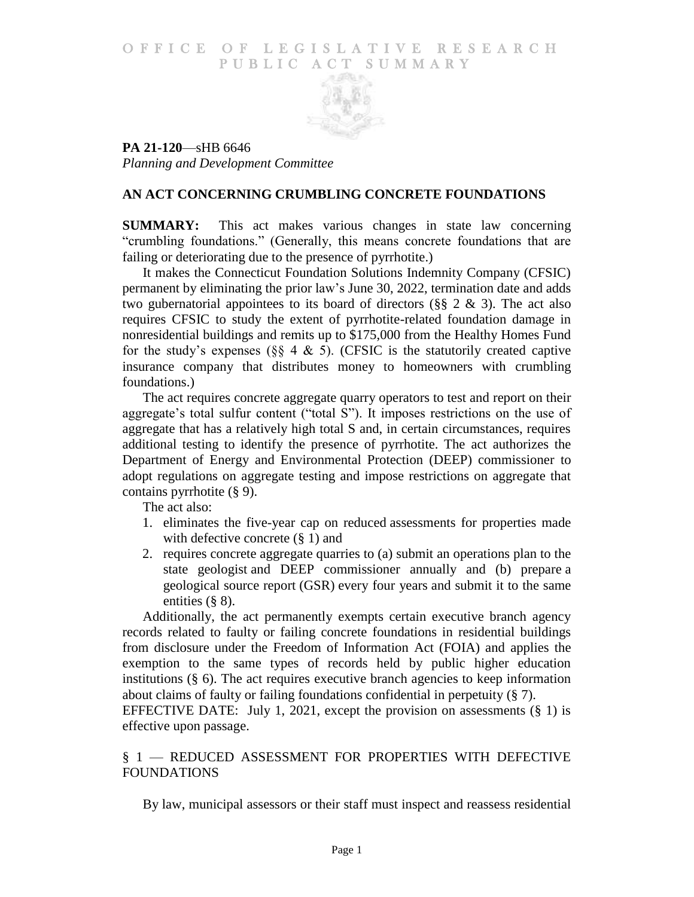OFFICE OF LEGISLATIVE RESEARCH
PUBLIC ACT SUMMARY

**PA 21-120**—sHB 6646
*Planning and Development Committee*

## AN ACT CONCERNING CRUMBLING CONCRETE FOUNDATIONS

**SUMMARY:** This act makes various changes in state law concerning "crumbling foundations." (Generally, this means concrete foundations that are failing or deteriorating due to the presence of pyrrhotite.)

It makes the Connecticut Foundation Solutions Indemnity Company (CFSIC) permanent by eliminating the prior law's June 30, 2022, termination date and adds two gubernatorial appointees to its board of directors (§§ 2 & 3). The act also requires CFSIC to study the extent of pyrrhotite-related foundation damage in nonresidential buildings and remits up to $175,000 from the Healthy Homes Fund for the study's expenses (§§ 4 & 5). (CFSIC is the statutorily created captive insurance company that distributes money to homeowners with crumbling foundations.)

The act requires concrete aggregate quarry operators to test and report on their aggregate's total sulfur content ("total S"). It imposes restrictions on the use of aggregate that has a relatively high total S and, in certain circumstances, requires additional testing to identify the presence of pyrrhotite. The act authorizes the Department of Energy and Environmental Protection (DEEP) commissioner to adopt regulations on aggregate testing and impose restrictions on aggregate that contains pyrrhotite (§ 9).

The act also:

1. eliminates the five-year cap on reduced assessments for properties made with defective concrete (§ 1) and
2. requires concrete aggregate quarries to (a) submit an operations plan to the state geologist and DEEP commissioner annually and (b) prepare a geological source report (GSR) every four years and submit it to the same entities (§ 8).

Additionally, the act permanently exempts certain executive branch agency records related to faulty or failing concrete foundations in residential buildings from disclosure under the Freedom of Information Act (FOIA) and applies the exemption to the same types of records held by public higher education institutions (§ 6). The act requires executive branch agencies to keep information about claims of faulty or failing foundations confidential in perpetuity (§ 7).

EFFECTIVE DATE: July 1, 2021, except the provision on assessments (§ 1) is effective upon passage.

## § 1 — REDUCED ASSESSMENT FOR PROPERTIES WITH DEFECTIVE FOUNDATIONS

By law, municipal assessors or their staff must inspect and reassess residential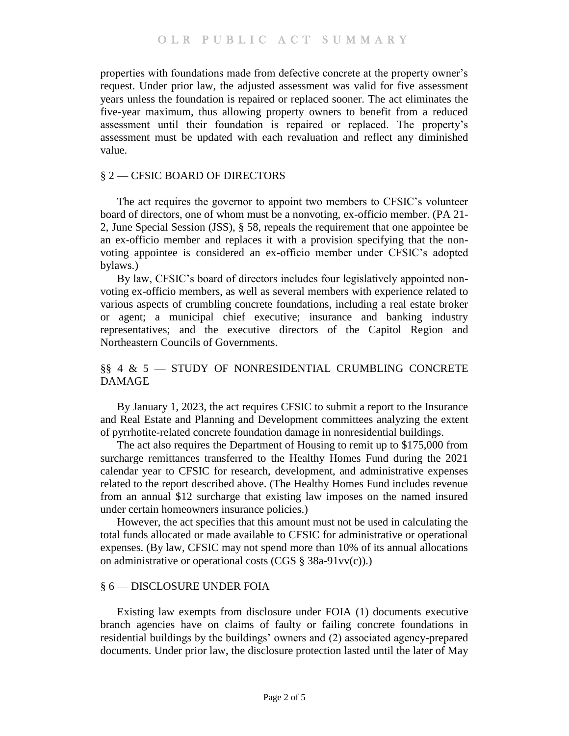properties with foundations made from defective concrete at the property owner's request. Under prior law, the adjusted assessment was valid for five assessment years unless the foundation is repaired or replaced sooner. The act eliminates the five-year maximum, thus allowing property owners to benefit from a reduced assessment until their foundation is repaired or replaced. The property's assessment must be updated with each revaluation and reflect any diminished value.

## § 2 — CFSIC BOARD OF DIRECTORS

The act requires the governor to appoint two members to CFSIC's volunteer board of directors, one of whom must be a nonvoting, ex-officio member. (PA 21-2, June Special Session (JSS), § 58, repeals the requirement that one appointee be an ex-officio member and replaces it with a provision specifying that the non-voting appointee is considered an ex-officio member under CFSIC's adopted bylaws.)

By law, CFSIC's board of directors includes four legislatively appointed non-voting ex-officio members, as well as several members with experience related to various aspects of crumbling concrete foundations, including a real estate broker or agent; a municipal chief executive; insurance and banking industry representatives; and the executive directors of the Capitol Region and Northeastern Councils of Governments.

## §§ 4 & 5 — STUDY OF NONRESIDENTIAL CRUMBLING CONCRETE DAMAGE

By January 1, 2023, the act requires CFSIC to submit a report to the Insurance and Real Estate and Planning and Development committees analyzing the extent of pyrrhotite-related concrete foundation damage in nonresidential buildings.

The act also requires the Department of Housing to remit up to $175,000 from surcharge remittances transferred to the Healthy Homes Fund during the 2021 calendar year to CFSIC for research, development, and administrative expenses related to the report described above. (The Healthy Homes Fund includes revenue from an annual $12 surcharge that existing law imposes on the named insured under certain homeowners insurance policies.)

However, the act specifies that this amount must not be used in calculating the total funds allocated or made available to CFSIC for administrative or operational expenses. (By law, CFSIC may not spend more than 10% of its annual allocations on administrative or operational costs (CGS § 38a-91vv(c)).)

## § 6 — DISCLOSURE UNDER FOIA

Existing law exempts from disclosure under FOIA (1) documents executive branch agencies have on claims of faulty or failing concrete foundations in residential buildings by the buildings' owners and (2) associated agency-prepared documents. Under prior law, the disclosure protection lasted until the later of May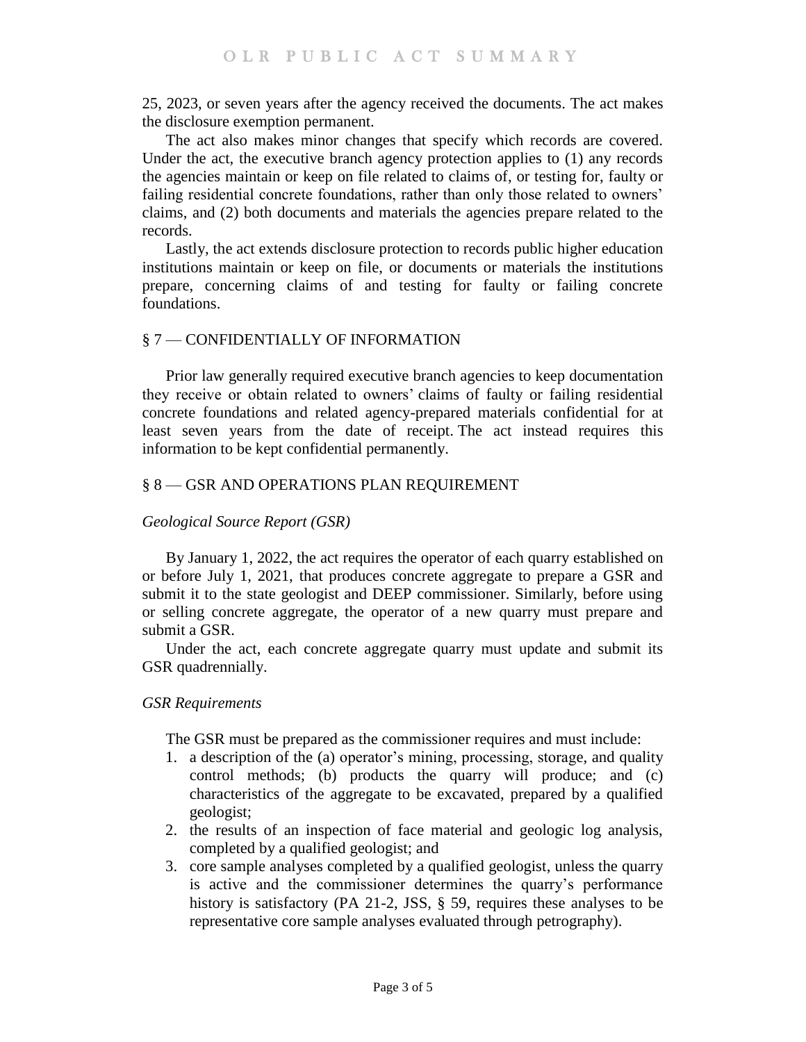25, 2023, or seven years after the agency received the documents. The act makes the disclosure exemption permanent.

The act also makes minor changes that specify which records are covered. Under the act, the executive branch agency protection applies to (1) any records the agencies maintain or keep on file related to claims of, or testing for, faulty or failing residential concrete foundations, rather than only those related to owners' claims, and (2) both documents and materials the agencies prepare related to the records.

Lastly, the act extends disclosure protection to records public higher education institutions maintain or keep on file, or documents or materials the institutions prepare, concerning claims of and testing for faulty or failing concrete foundations.

## § 7 — CONFIDENTIALLY OF INFORMATION

Prior law generally required executive branch agencies to keep documentation they receive or obtain related to owners' claims of faulty or failing residential concrete foundations and related agency-prepared materials confidential for at least seven years from the date of receipt. The act instead requires this information to be kept confidential permanently.

## § 8 — GSR AND OPERATIONS PLAN REQUIREMENT

### *Geological Source Report (GSR)*

By January 1, 2022, the act requires the operator of each quarry established on or before July 1, 2021, that produces concrete aggregate to prepare a GSR and submit it to the state geologist and DEEP commissioner. Similarly, before using or selling concrete aggregate, the operator of a new quarry must prepare and submit a GSR.

Under the act, each concrete aggregate quarry must update and submit its GSR quadrennially.

### *GSR Requirements*

The GSR must be prepared as the commissioner requires and must include:

1. a description of the (a) operator's mining, processing, storage, and quality control methods; (b) products the quarry will produce; and (c) characteristics of the aggregate to be excavated, prepared by a qualified geologist;
2. the results of an inspection of face material and geologic log analysis, completed by a qualified geologist; and
3. core sample analyses completed by a qualified geologist, unless the quarry is active and the commissioner determines the quarry's performance history is satisfactory (PA 21-2, JSS, § 59, requires these analyses to be representative core sample analyses evaluated through petrography).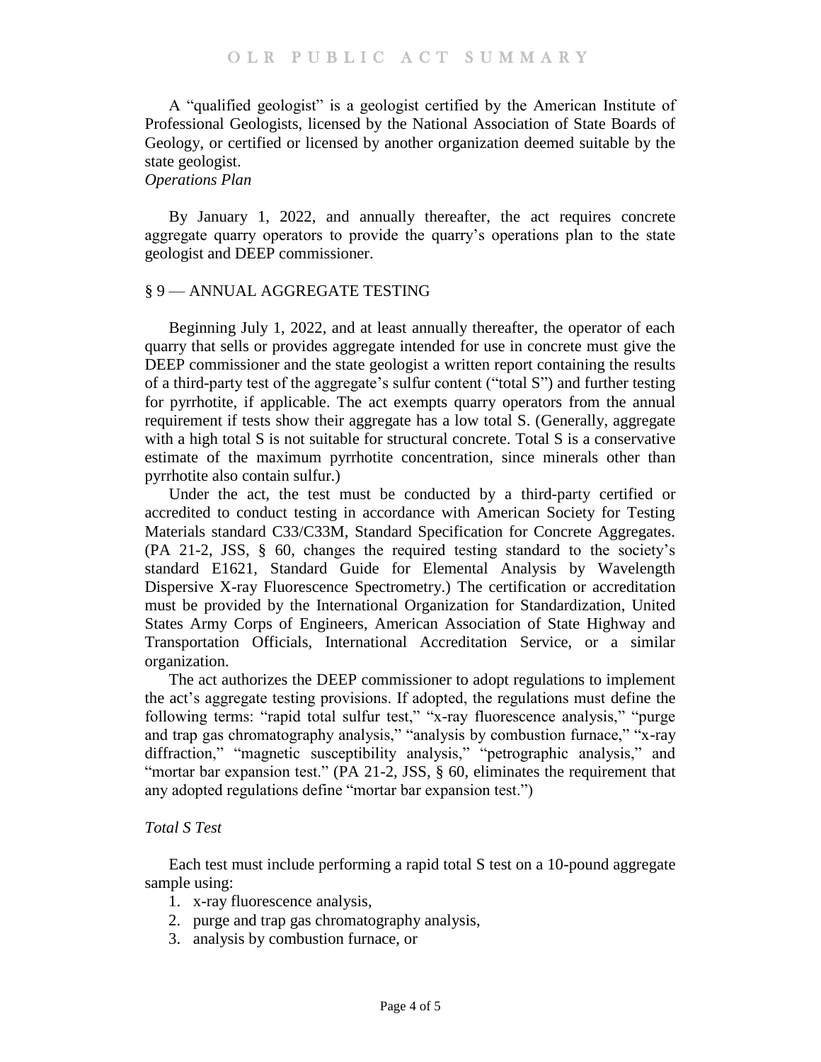A "qualified geologist" is a geologist certified by the American Institute of Professional Geologists, licensed by the National Association of State Boards of Geology, or certified or licensed by another organization deemed suitable by the state geologist.

*Operations Plan*

By January 1, 2022, and annually thereafter, the act requires concrete aggregate quarry operators to provide the quarry's operations plan to the state geologist and DEEP commissioner.

## § 9 — ANNUAL AGGREGATE TESTING

Beginning July 1, 2022, and at least annually thereafter, the operator of each quarry that sells or provides aggregate intended for use in concrete must give the DEEP commissioner and the state geologist a written report containing the results of a third-party test of the aggregate's sulfur content ("total S") and further testing for pyrrhotite, if applicable. The act exempts quarry operators from the annual requirement if tests show their aggregate has a low total S. (Generally, aggregate with a high total S is not suitable for structural concrete. Total S is a conservative estimate of the maximum pyrrhotite concentration, since minerals other than pyrrhotite also contain sulfur.)

Under the act, the test must be conducted by a third-party certified or accredited to conduct testing in accordance with American Society for Testing Materials standard C33/C33M, Standard Specification for Concrete Aggregates. (PA 21-2, JSS, § 60, changes the required testing standard to the society's standard E1621, Standard Guide for Elemental Analysis by Wavelength Dispersive X-ray Fluorescence Spectrometry.) The certification or accreditation must be provided by the International Organization for Standardization, United States Army Corps of Engineers, American Association of State Highway and Transportation Officials, International Accreditation Service, or a similar organization.

The act authorizes the DEEP commissioner to adopt regulations to implement the act's aggregate testing provisions. If adopted, the regulations must define the following terms: "rapid total sulfur test," "x-ray fluorescence analysis," "purge and trap gas chromatography analysis," "analysis by combustion furnace," "x-ray diffraction," "magnetic susceptibility analysis," "petrographic analysis," and "mortar bar expansion test." (PA 21-2, JSS, § 60, eliminates the requirement that any adopted regulations define "mortar bar expansion test.")

*Total S Test*

Each test must include performing a rapid total S test on a 10-pound aggregate sample using:

1. x-ray fluorescence analysis,
2. purge and trap gas chromatography analysis,
3. analysis by combustion furnace, or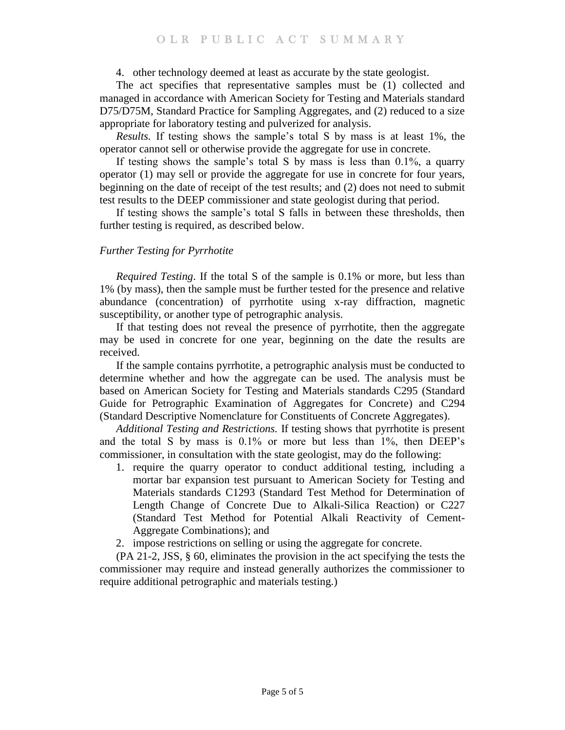4. other technology deemed at least as accurate by the state geologist.

The act specifies that representative samples must be (1) collected and managed in accordance with American Society for Testing and Materials standard D75/D75M, Standard Practice for Sampling Aggregates, and (2) reduced to a size appropriate for laboratory testing and pulverized for analysis.

*Results.* If testing shows the sample's total S by mass is at least 1%, the operator cannot sell or otherwise provide the aggregate for use in concrete.

If testing shows the sample's total S by mass is less than 0.1%, a quarry operator (1) may sell or provide the aggregate for use in concrete for four years, beginning on the date of receipt of the test results; and (2) does not need to submit test results to the DEEP commissioner and state geologist during that period.

If testing shows the sample's total S falls in between these thresholds, then further testing is required, as described below.

### *Further Testing for Pyrrhotite*

*Required Testing*. If the total S of the sample is 0.1% or more, but less than 1% (by mass), then the sample must be further tested for the presence and relative abundance (concentration) of pyrrhotite using x-ray diffraction, magnetic susceptibility, or another type of petrographic analysis.

If that testing does not reveal the presence of pyrrhotite, then the aggregate may be used in concrete for one year, beginning on the date the results are received.

If the sample contains pyrrhotite, a petrographic analysis must be conducted to determine whether and how the aggregate can be used. The analysis must be based on American Society for Testing and Materials standards C295 (Standard Guide for Petrographic Examination of Aggregates for Concrete) and C294 (Standard Descriptive Nomenclature for Constituents of Concrete Aggregates).

*Additional Testing and Restrictions.* If testing shows that pyrrhotite is present and the total S by mass is 0.1% or more but less than 1%, then DEEP's commissioner, in consultation with the state geologist, may do the following:

1. require the quarry operator to conduct additional testing, including a mortar bar expansion test pursuant to American Society for Testing and Materials standards C1293 (Standard Test Method for Determination of Length Change of Concrete Due to Alkali-Silica Reaction) or C227 (Standard Test Method for Potential Alkali Reactivity of Cement-Aggregate Combinations); and
2. impose restrictions on selling or using the aggregate for concrete.

(PA 21-2, JSS, § 60, eliminates the provision in the act specifying the tests the commissioner may require and instead generally authorizes the commissioner to require additional petrographic and materials testing.)